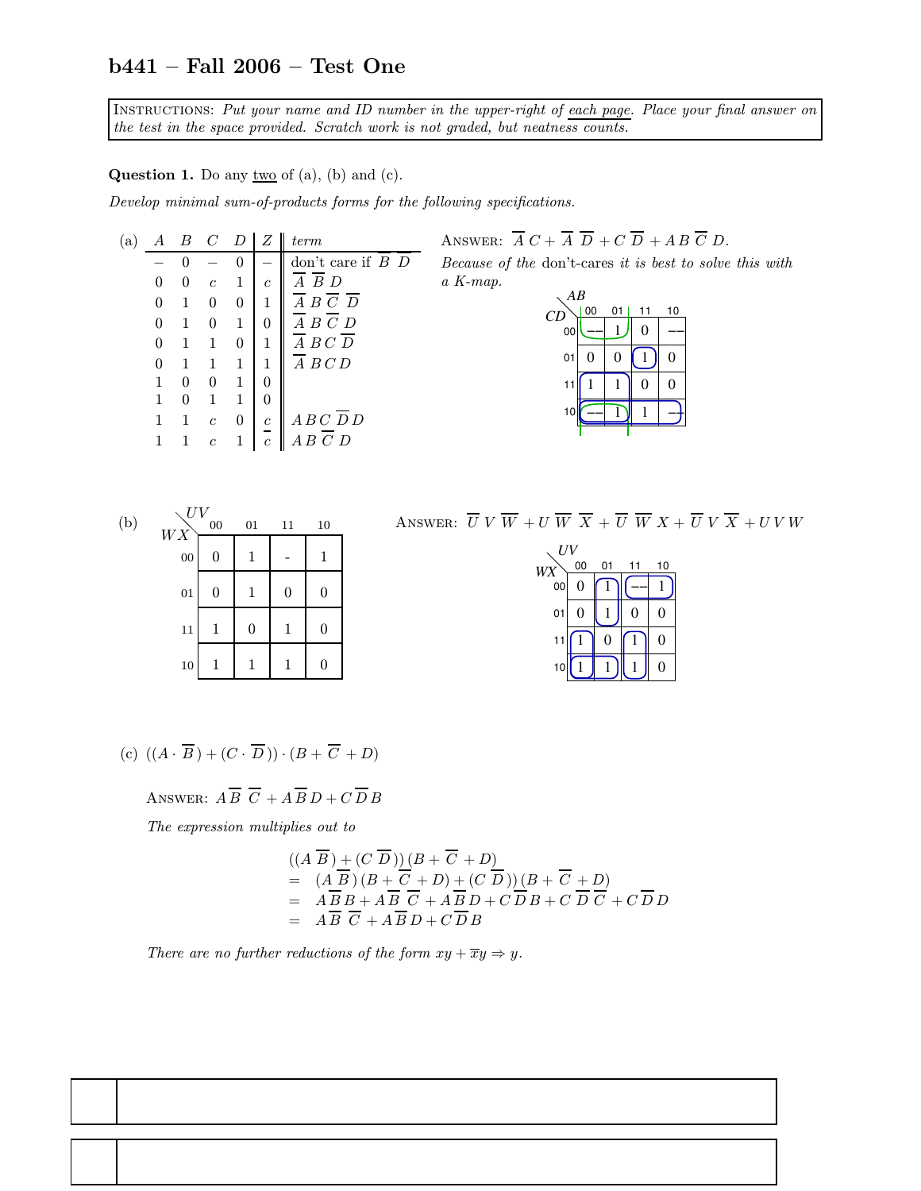# b441 – Fall 2006 – Test One

INSTRUCTIONS: *Put your name and ID number in the upper-right of each page. Place your final answer on the test in the space provided. Scratch work is not graded, but neatness counts.*

**Question 1.** Do any two of (a), (b) and (c).

*Develop minimal sum-of-products forms for the following specifications.*

(a)

| $A$ | $B$ | $C$ | $D$ | $Z$ | *term* |
|---|---|---|---|---|---|
| – | 0 | – | 0 | – | don't care if $\overline{B}\,\overline{D}$ |
| 0 | 0 | $c$ | 1 | $c$ | $\overline{A}\,\overline{B}\,D$ |
| 0 | 1 | 0 | 0 | 1 | $\overline{A}\,B\,\overline{C}\,\overline{D}$ |
| 0 | 1 | 0 | 1 | 0 | $\overline{A}\,B\,\overline{C}\,D$ |
| 0 | 1 | 1 | 0 | 1 | $\overline{A}\,B\,C\,\overline{D}$ |
| 0 | 1 | 1 | 1 | 1 | $\overline{A}\,B\,C\,D$ |
| 1 | 0 | 0 | 1 | 0 | |
| 1 | 0 | 1 | 1 | 0 | |
| 1 | 1 | $c$ | 0 | $c$ | $A\,B\,C\,\overline{D}\,D$ |
| 1 | 1 | $c$ | 1 | $\overline{c}$ | $A\,B\,\overline{C}\,D$ |

ANSWER: $\overline{A}\,C + \overline{A}\,\overline{D} + C\,\overline{D} + A\,B\,\overline{C}\,D$.

*Because of the don't-cares it is best to solve this with a K-map.*

| $CD \backslash AB$ | 00 | 01 | 11 | 10 |
|---|---|---|---|---|
| 00 | –– | 1 | 0 | –– |
| 01 | 0 | 0 | 1 | 0 |
| 11 | 1 | 1 | 0 | 0 |
| 10 | –– | 1 | 1 | –– |

(b)

| $WX \backslash UV$ | 00 | 01 | 11 | 10 |
|---|---|---|---|---|
| 00 | 0 | 1 | - | 1 |
| 01 | 0 | 1 | 0 | 0 |
| 11 | 1 | 0 | 1 | 0 |
| 10 | 1 | 1 | 1 | 0 |

ANSWER: $\overline{U}\,V\,\overline{W} + U\,\overline{W}\,\overline{X} + \overline{U}\,\overline{W}\,X + \overline{U}\,V\,\overline{X} + U\,V\,W$

| $WX \backslash UV$ | 00 | 01 | 11 | 10 |
|---|---|---|---|---|
| 00 | 0 | 1 | –– | 1 |
| 01 | 0 | 1 | 0 | 0 |
| 11 | 1 | 0 | 1 | 0 |
| 10 | 1 | 1 | 1 | 0 |

(c) $((A \cdot \overline{B}) + (C \cdot \overline{D})) \cdot (B + \overline{C} + D)$

ANSWER: $A\,\overline{B}\,\overline{C} + A\,\overline{B}\,D + C\,\overline{D}\,B$

*The expression multiplies out to*

$$
\begin{aligned}
& ((A\,\overline{B}) + (C\,\overline{D}))\,(B + \overline{C} + D) \\
= \;& (A\,\overline{B})\,(B + \overline{C} + D) + (C\,\overline{D}))\,(B + \overline{C} + D) \\
= \;& A\,\overline{B}\,B + A\,\overline{B}\,\overline{C} + A\,\overline{B}\,D + C\,\overline{D}\,B + C\,\overline{D}\,\overline{C} + C\,\overline{D}\,D \\
= \;& A\,\overline{B}\,\overline{C} + A\,\overline{B}\,D + C\,\overline{D}\,B
\end{aligned}
$$

*There are no further reductions of the form $xy + \overline{x}y \Rightarrow y$.*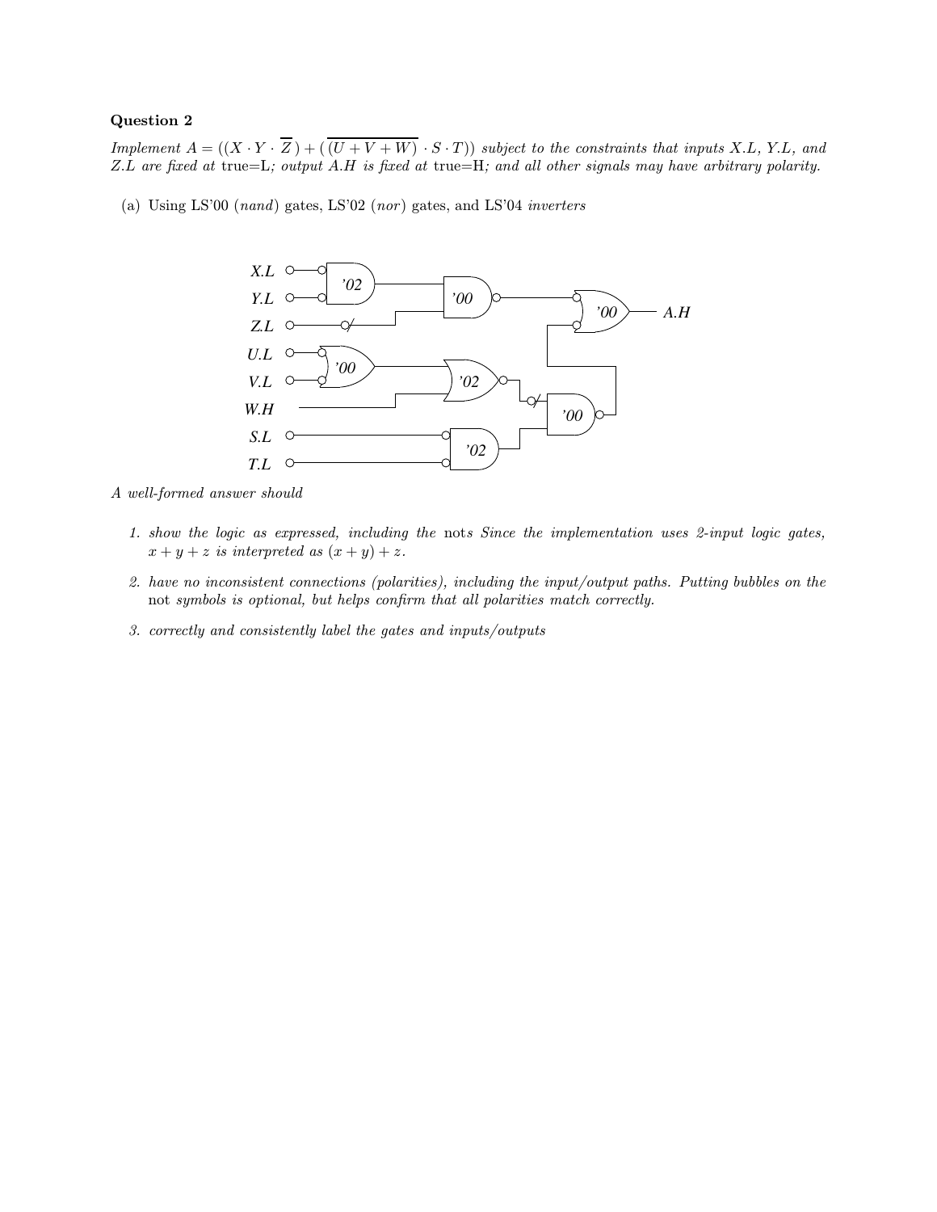# Question 2

*Implement* $A = ((X \cdot Y \cdot \overline{Z}) + (\overline{(U + V + W)} \cdot S \cdot T))$ *subject to the constraints that inputs X.L, Y.L, and Z.L are fixed at* true=L*; output A.H is fixed at* true=H*; and all other signals may have arbitrary polarity.*

(a) Using LS'00 (*nand*) gates, LS'02 (*nor*) gates, and LS'04 *inverters*

*A well-formed answer should*

1. *show the logic as expressed, including the* nots *Since the implementation uses 2-input logic gates,* $x + y + z$ *is interpreted as* $(x + y) + z$.

2. *have no inconsistent connections (polarities), including the input/output paths. Putting bubbles on the* not *symbols is optional, but helps confirm that all polarities match correctly.*

3. *correctly and consistently label the gates and inputs/outputs*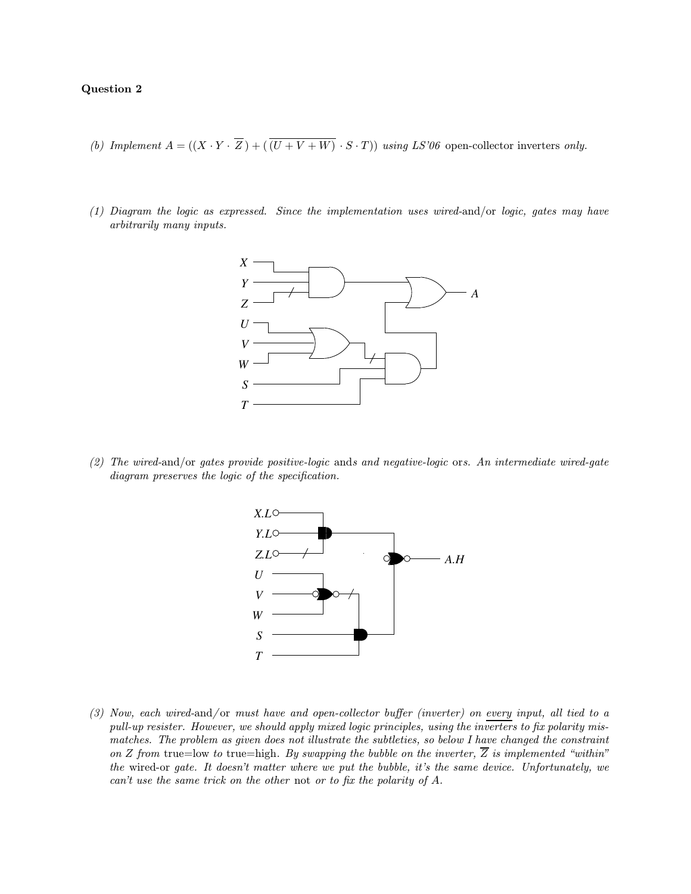**Question 2**

*(b) Implement* $A = ((X \cdot Y \cdot \overline{Z}) + (\overline{(U + V + W)} \cdot S \cdot T))$ *using LS'06* open-collector inverters *only.*

*(1) Diagram the logic as expressed. Since the implementation uses wired-*and/or *logic, gates may have arbitrarily many inputs.*

*(2) The wired-*and/or *gates provide positive-logic* and*s and negative-logic* or*s. An intermediate wired-gate diagram preserves the logic of the specification.*

*(3) Now, each wired-*and/or *must have and open-collector buffer (inverter) on* every *input, all tied to a pull-up resister. However, we should apply mixed logic principles, using the inverters to fix polarity mismatches. The problem as given does not illustrate the subtleties, so below I have changed the constraint on Z from* true=low *to* true=high*. By swapping the bubble on the inverter,* $\overline{Z}$ *is implemented "within" the* wired-or *gate. It doesn't matter where we put the bubble, it's the same device. Unfortunately, we can't use the same trick on the other* not *or to fix the polarity of A.*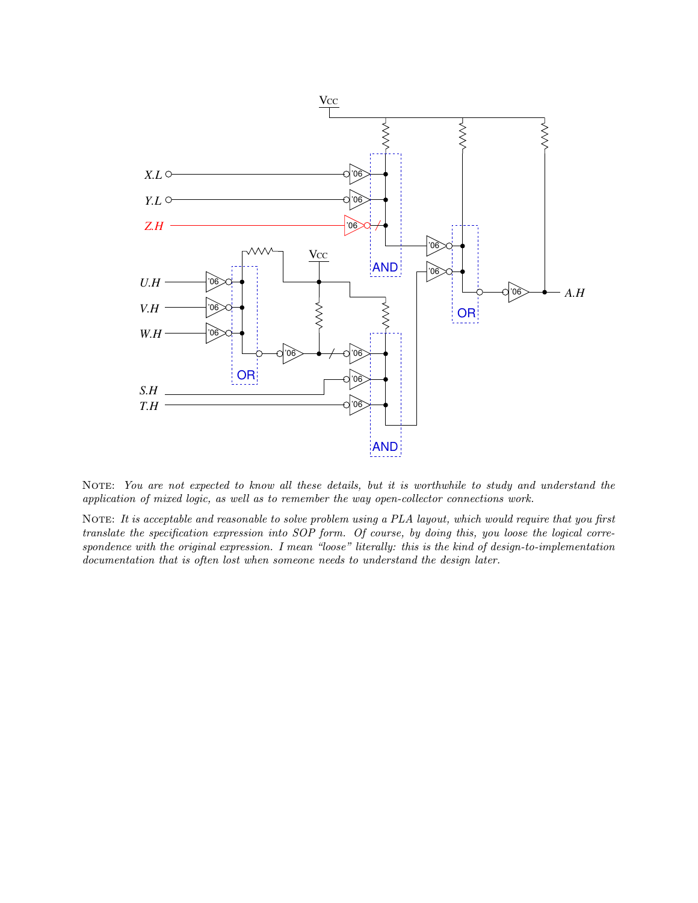Note: *You are not expected to know all these details, but it is worthwhile to study and understand the application of mixed logic, as well as to remember the way open-collector connections work.*

Note: *It is acceptable and reasonable to solve problem using a PLA layout, which would require that you first translate the specification expression into SOP form. Of course, by doing this, you loose the logical correspondence with the original expression. I mean "loose" literally: this is the kind of design-to-implementation documentation that is often lost when someone needs to understand the design later.*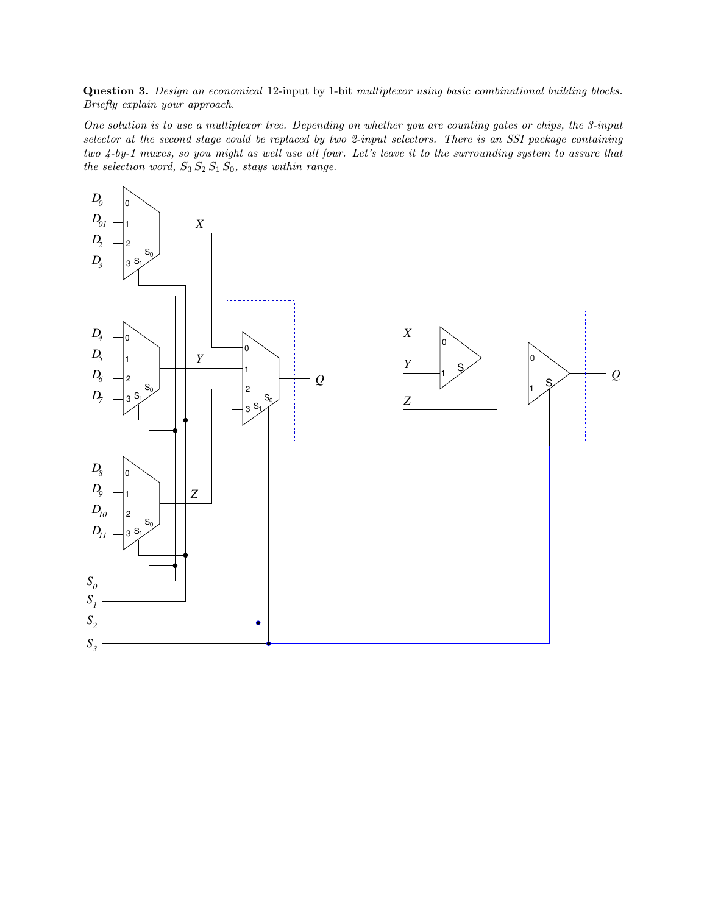**Question 3.** *Design an economical* 12-input by 1-bit *multiplexor using basic combinational building blocks. Briefly explain your approach.*

*One solution is to use a multiplexor tree. Depending on whether you are counting gates or chips, the 3-input selector at the second stage could be replaced by two 2-input selectors. There is an SSI package containing two 4-by-1 muxes, so you might as well use all four. Let's leave it to the surrounding system to assure that the selection word, $S_3\, S_2\, S_1\, S_0$, stays within range.*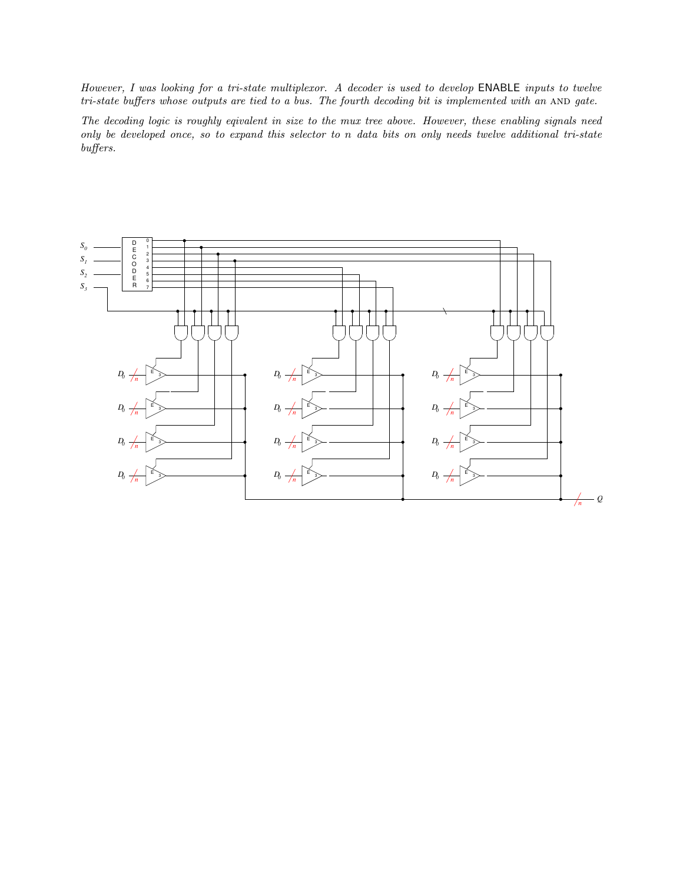*However, I was looking for a tri-state multiplexor. A decoder is used to develop* ENABLE *inputs to twelve tri-state buffers whose outputs are tied to a bus. The fourth decoding bit is implemented with an* AND *gate.*

*The decoding logic is roughly eqivalent in size to the mux tree above. However, these enabling signals need only be developed once, so to expand this selector to $n$ data bits on only needs twelve additional tri-state buffers.*

$S_0$
$S_1$
$S_2$
$S_3$
DECODER
0 1 2 3 4 5 6 7
$D_0$ $n$ E 3
$D_0$ $n$ E 3
$D_0$ $n$ E 3
$D_0$ $n$ E 3
$D_0$ $n$ E 3
$D_0$ $n$ E 3
$D_0$ $n$ E 3
$D_0$ $n$ E 3
$D_0$ $n$ E 3
$D_0$ $n$ E 3
$D_0$ $n$ E 3
$D_0$ $n$ E 3
$n$ $Q$